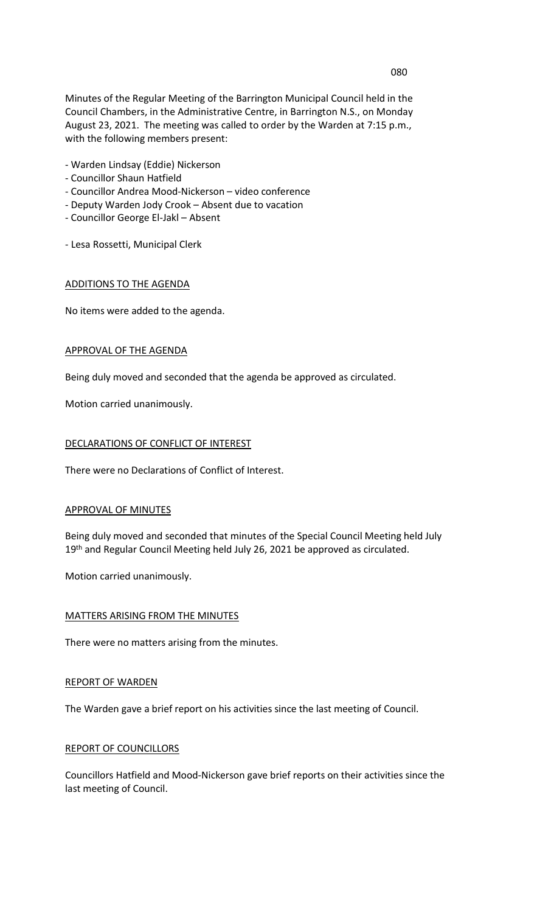Minutes of the Regular Meeting of the Barrington Municipal Council held in the Council Chambers, in the Administrative Centre, in Barrington N.S., on Monday August 23, 2021. The meeting was called to order by the Warden at 7:15 p.m., with the following members present:

- Warden Lindsay (Eddie) Nickerson
- Councillor Shaun Hatfield
- Councillor Andrea Mood-Nickerson – video conference
- Deputy Warden Jody Crook – Absent due to vacation
- Councillor George El-Jakl – Absent

- Lesa Rossetti, Municipal Clerk

## ADDITIONS TO THE AGENDA

No items were added to the agenda.

## APPROVAL OF THE AGENDA

Being duly moved and seconded that the agenda be approved as circulated.

Motion carried unanimously.

## DECLARATIONS OF CONFLICT OF INTEREST

There were no Declarations of Conflict of Interest.

## APPROVAL OF MINUTES

Being duly moved and seconded that minutes of the Special Council Meeting held July 19th and Regular Council Meeting held July 26, 2021 be approved as circulated.

Motion carried unanimously.

## MATTERS ARISING FROM THE MINUTES

There were no matters arising from the minutes.

## REPORT OF WARDEN

The Warden gave a brief report on his activities since the last meeting of Council.

## REPORT OF COUNCILLORS

Councillors Hatfield and Mood-Nickerson gave brief reports on their activities since the last meeting of Council.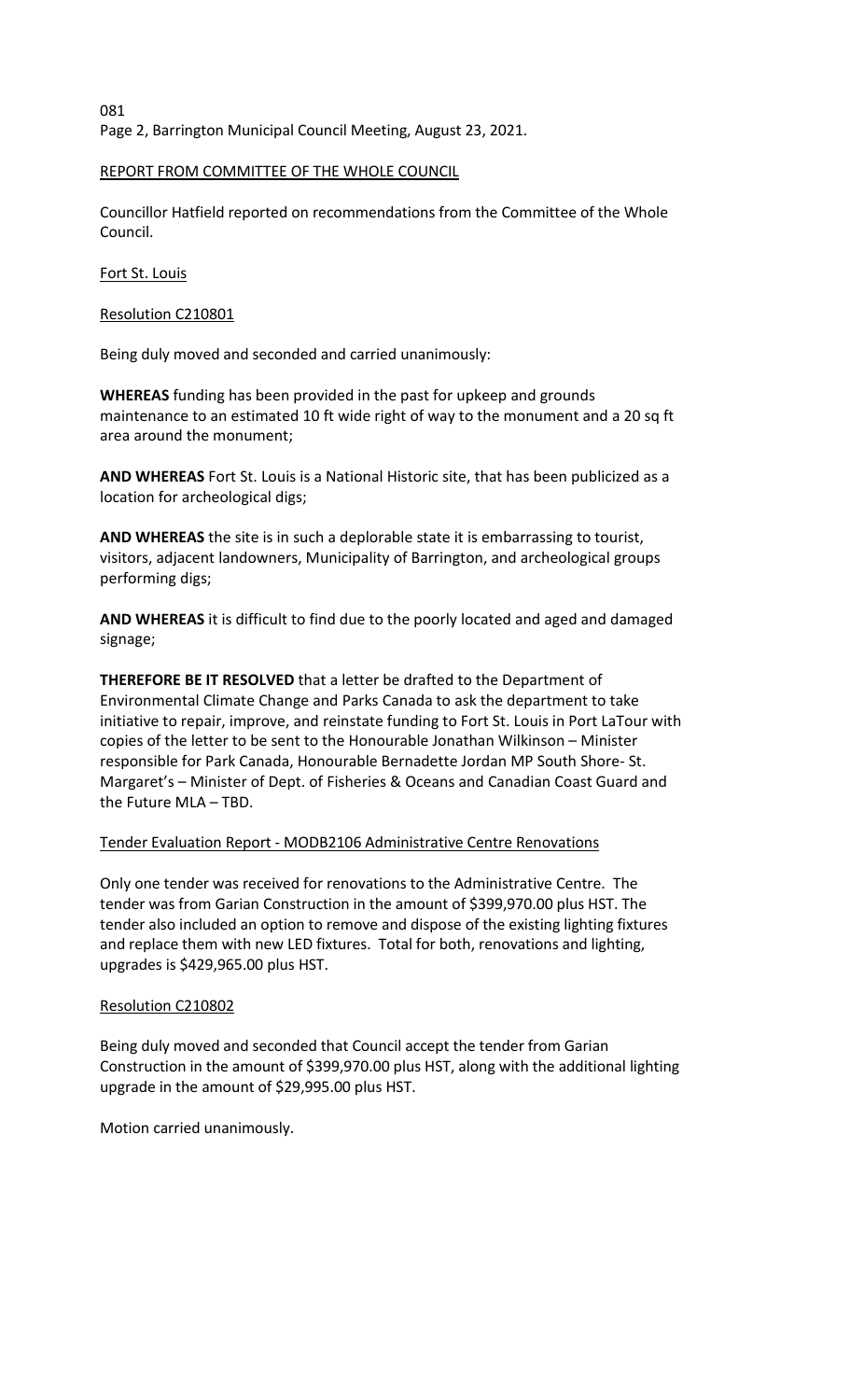## REPORT FROM COMMITTEE OF THE WHOLE COUNCIL

Councillor Hatfield reported on recommendations from the Committee of the Whole Council.

### Fort St. Louis

#### Resolution C210801

Being duly moved and seconded and carried unanimously:

**WHEREAS** funding has been provided in the past for upkeep and grounds maintenance to an estimated 10 ft wide right of way to the monument and a 20 sq ft area around the monument;

**AND WHEREAS** Fort St. Louis is a National Historic site, that has been publicized as a location for archeological digs;

**AND WHEREAS** the site is in such a deplorable state it is embarrassing to tourist, visitors, adjacent landowners, Municipality of Barrington, and archeological groups performing digs;

**AND WHEREAS** it is difficult to find due to the poorly located and aged and damaged signage;

**THEREFORE BE IT RESOLVED** that a letter be drafted to the Department of Environmental Climate Change and Parks Canada to ask the department to take initiative to repair, improve, and reinstate funding to Fort St. Louis in Port LaTour with copies of the letter to be sent to the Honourable Jonathan Wilkinson – Minister responsible for Park Canada, Honourable Bernadette Jordan MP South Shore- St. Margaret's – Minister of Dept. of Fisheries & Oceans and Canadian Coast Guard and the Future MLA – TBD.

### Tender Evaluation Report - MODB2106 Administrative Centre Renovations

Only one tender was received for renovations to the Administrative Centre. The tender was from Garian Construction in the amount of $399,970.00 plus HST. The tender also included an option to remove and dispose of the existing lighting fixtures and replace them with new LED fixtures. Total for both, renovations and lighting, upgrades is $429,965.00 plus HST.

#### Resolution C210802

Being duly moved and seconded that Council accept the tender from Garian Construction in the amount of $399,970.00 plus HST, along with the additional lighting upgrade in the amount of $29,995.00 plus HST.

Motion carried unanimously.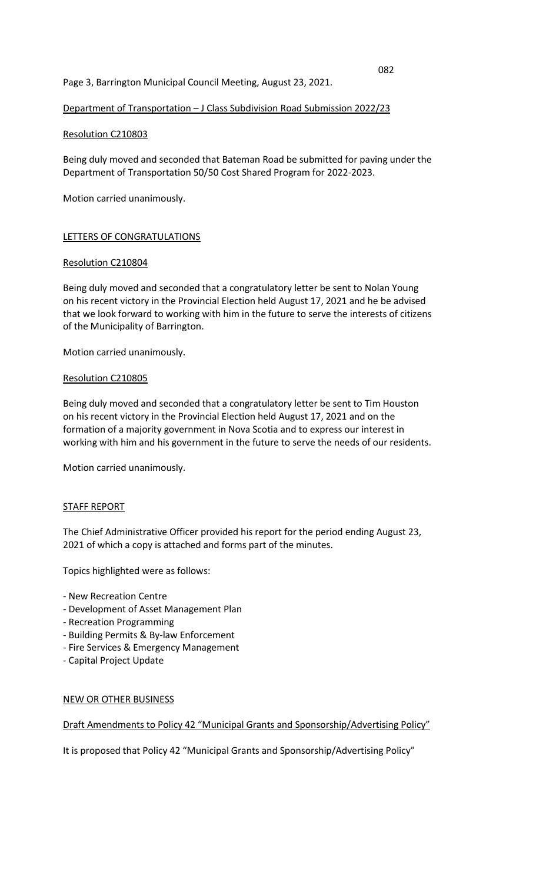## Department of Transportation – J Class Subdivision Road Submission 2022/23

### Resolution C210803

Being duly moved and seconded that Bateman Road be submitted for paving under the Department of Transportation 50/50 Cost Shared Program for 2022-2023.

Motion carried unanimously.

## LETTERS OF CONGRATULATIONS

### Resolution C210804

Being duly moved and seconded that a congratulatory letter be sent to Nolan Young on his recent victory in the Provincial Election held August 17, 2021 and he be advised that we look forward to working with him in the future to serve the interests of citizens of the Municipality of Barrington.

Motion carried unanimously.

### Resolution C210805

Being duly moved and seconded that a congratulatory letter be sent to Tim Houston on his recent victory in the Provincial Election held August 17, 2021 and on the formation of a majority government in Nova Scotia and to express our interest in working with him and his government in the future to serve the needs of our residents.

Motion carried unanimously.

## STAFF REPORT

The Chief Administrative Officer provided his report for the period ending August 23, 2021 of which a copy is attached and forms part of the minutes.

Topics highlighted were as follows:

- New Recreation Centre
- Development of Asset Management Plan
- Recreation Programming
- Building Permits & By-law Enforcement
- Fire Services & Emergency Management
- Capital Project Update

## NEW OR OTHER BUSINESS

### Draft Amendments to Policy 42 "Municipal Grants and Sponsorship/Advertising Policy"

It is proposed that Policy 42 "Municipal Grants and Sponsorship/Advertising Policy"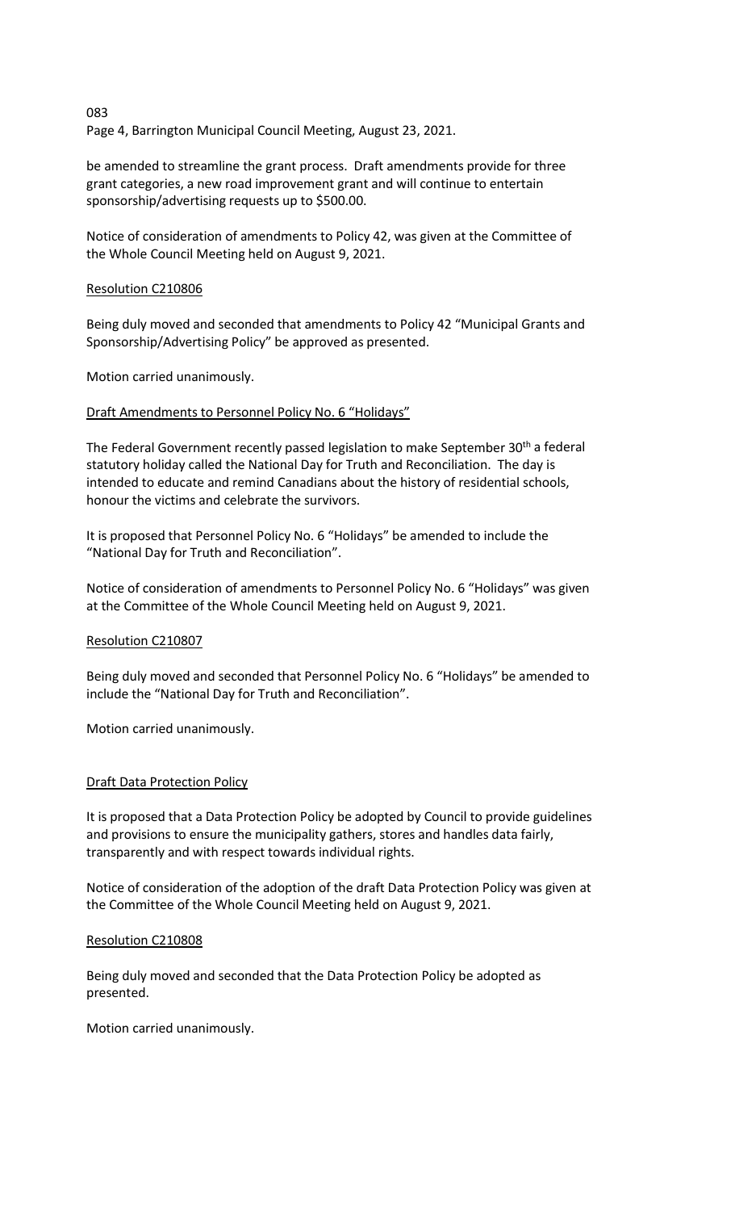be amended to streamline the grant process. Draft amendments provide for three grant categories, a new road improvement grant and will continue to entertain sponsorship/advertising requests up to $500.00.

Notice of consideration of amendments to Policy 42, was given at the Committee of the Whole Council Meeting held on August 9, 2021.

Resolution C210806

Being duly moved and seconded that amendments to Policy 42 "Municipal Grants and Sponsorship/Advertising Policy" be approved as presented.

Motion carried unanimously.

Draft Amendments to Personnel Policy No. 6 "Holidays"

The Federal Government recently passed legislation to make September 30th a federal statutory holiday called the National Day for Truth and Reconciliation. The day is intended to educate and remind Canadians about the history of residential schools, honour the victims and celebrate the survivors.

It is proposed that Personnel Policy No. 6 "Holidays" be amended to include the "National Day for Truth and Reconciliation".

Notice of consideration of amendments to Personnel Policy No. 6 "Holidays" was given at the Committee of the Whole Council Meeting held on August 9, 2021.

Resolution C210807

Being duly moved and seconded that Personnel Policy No. 6 "Holidays" be amended to include the "National Day for Truth and Reconciliation".

Motion carried unanimously.

Draft Data Protection Policy

It is proposed that a Data Protection Policy be adopted by Council to provide guidelines and provisions to ensure the municipality gathers, stores and handles data fairly, transparently and with respect towards individual rights.

Notice of consideration of the adoption of the draft Data Protection Policy was given at the Committee of the Whole Council Meeting held on August 9, 2021.

Resolution C210808

Being duly moved and seconded that the Data Protection Policy be adopted as presented.

Motion carried unanimously.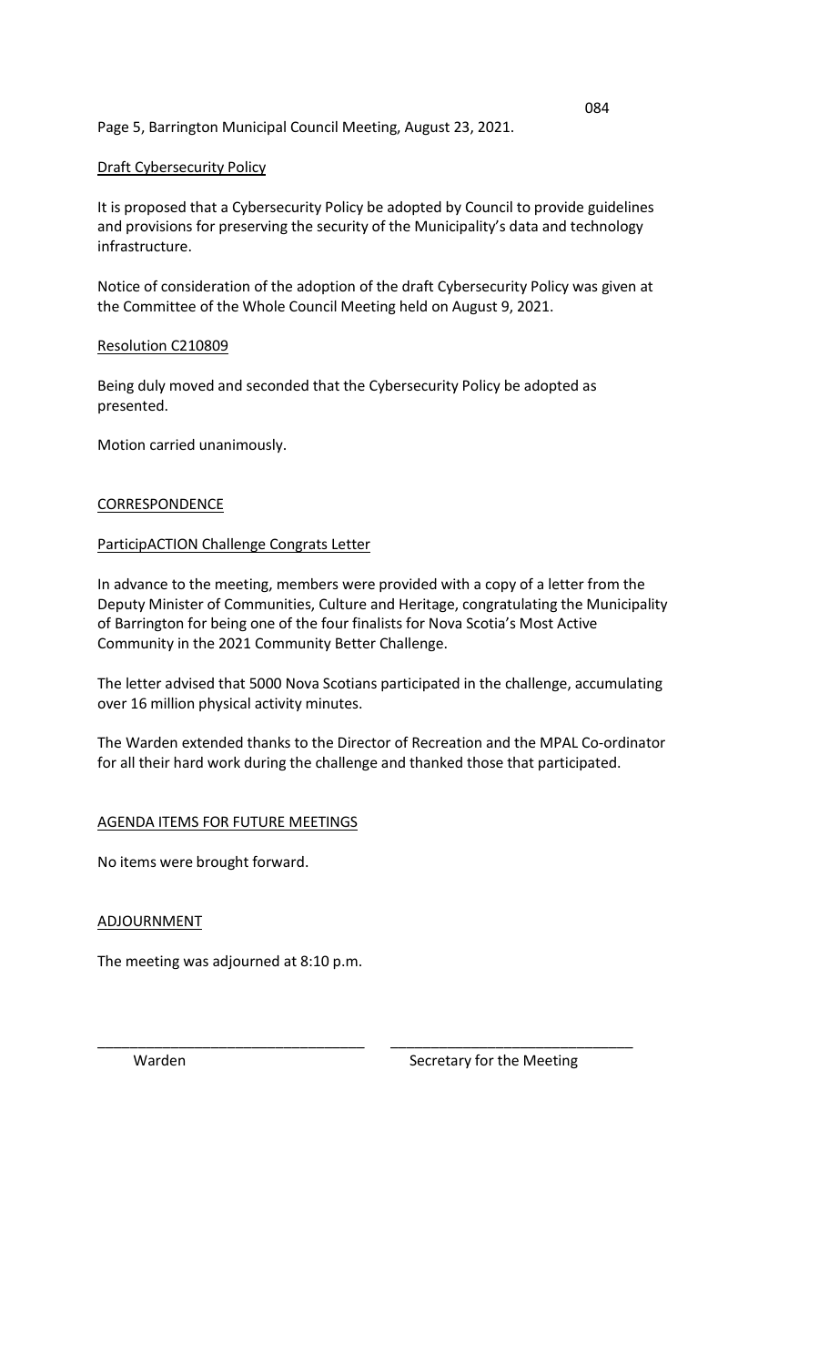## Draft Cybersecurity Policy

It is proposed that a Cybersecurity Policy be adopted by Council to provide guidelines and provisions for preserving the security of the Municipality's data and technology infrastructure.

Notice of consideration of the adoption of the draft Cybersecurity Policy was given at the Committee of the Whole Council Meeting held on August 9, 2021.

### Resolution C210809

Being duly moved and seconded that the Cybersecurity Policy be adopted as presented.

Motion carried unanimously.

## CORRESPONDENCE

### ParticipACTION Challenge Congrats Letter

In advance to the meeting, members were provided with a copy of a letter from the Deputy Minister of Communities, Culture and Heritage, congratulating the Municipality of Barrington for being one of the four finalists for Nova Scotia's Most Active Community in the 2021 Community Better Challenge.

The letter advised that 5000 Nova Scotians participated in the challenge, accumulating over 16 million physical activity minutes.

The Warden extended thanks to the Director of Recreation and the MPAL Co-ordinator for all their hard work during the challenge and thanked those that participated.

## AGENDA ITEMS FOR FUTURE MEETINGS

No items were brought forward.

## ADJOURNMENT

The meeting was adjourned at 8:10 p.m.

\_\_\_\_\_\_\_\_\_\_\_\_\_\_\_\_\_\_\_\_\_\_\_\_\_\_\_\_\_\_ \_\_\_\_\_\_\_\_\_\_\_\_\_\_\_\_\_\_\_\_\_\_\_\_\_\_\_\_\_\_

Warden Secretary for the Meeting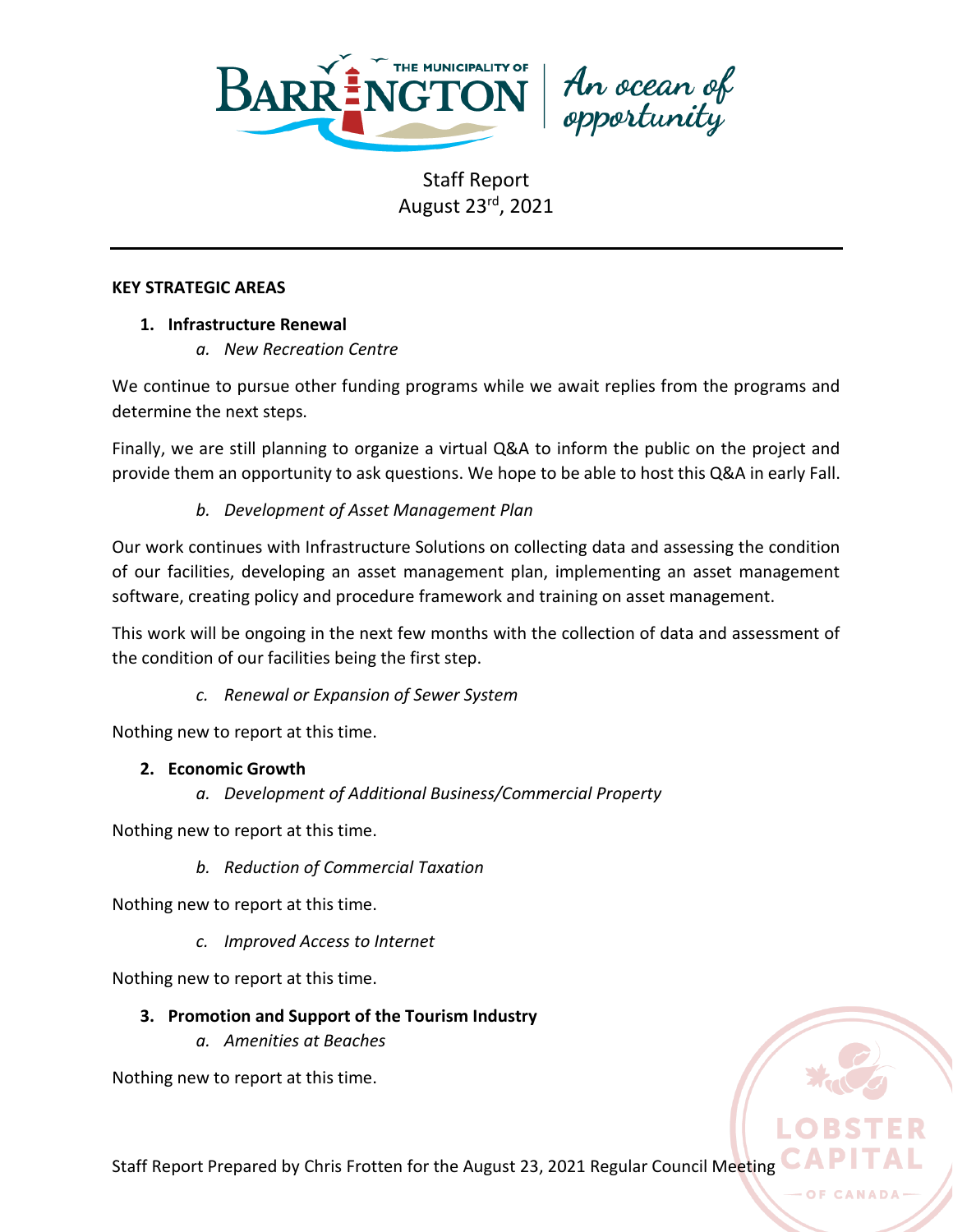Staff Report
August 23rd, 2021

---

**KEY STRATEGIC AREAS**

1. **Infrastructure Renewal**
   a. *New Recreation Centre*

We continue to pursue other funding programs while we await replies from the programs and determine the next steps.

Finally, we are still planning to organize a virtual Q&A to inform the public on the project and provide them an opportunity to ask questions. We hope to be able to host this Q&A in early Fall.

   b. *Development of Asset Management Plan*

Our work continues with Infrastructure Solutions on collecting data and assessing the condition of our facilities, developing an asset management plan, implementing an asset management software, creating policy and procedure framework and training on asset management.

This work will be ongoing in the next few months with the collection of data and assessment of the condition of our facilities being the first step.

   c. *Renewal or Expansion of Sewer System*

Nothing new to report at this time.

2. **Economic Growth**
   a. *Development of Additional Business/Commercial Property*

Nothing new to report at this time.

   b. *Reduction of Commercial Taxation*

Nothing new to report at this time.

   c. *Improved Access to Internet*

Nothing new to report at this time.

3. **Promotion and Support of the Tourism Industry**
   a. *Amenities at Beaches*

Nothing new to report at this time.

Staff Report Prepared by Chris Frotten for the August 23, 2021 Regular Council Meeting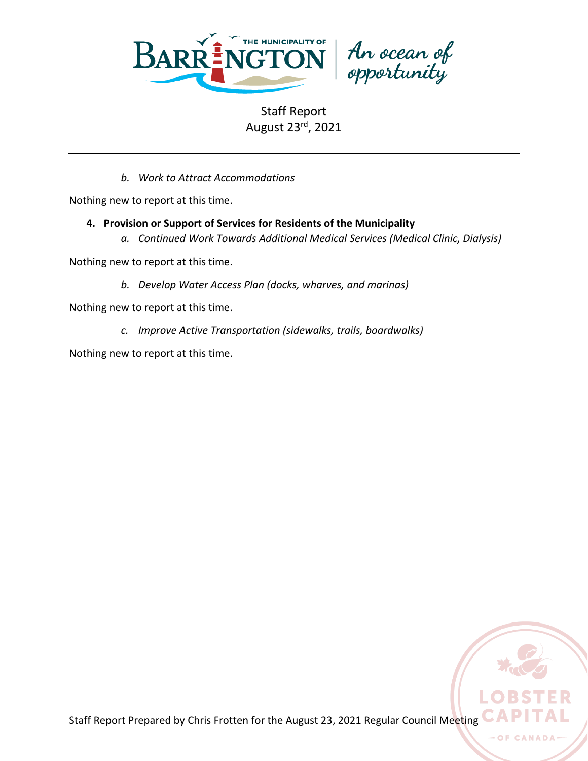*b. Work to Attract Accommodations*

Nothing new to report at this time.

**4. Provision or Support of Services for Residents of the Municipality**

*a. Continued Work Towards Additional Medical Services (Medical Clinic, Dialysis)*

Nothing new to report at this time.

*b. Develop Water Access Plan (docks, wharves, and marinas)*

Nothing new to report at this time.

*c. Improve Active Transportation (sidewalks, trails, boardwalks)*

Nothing new to report at this time.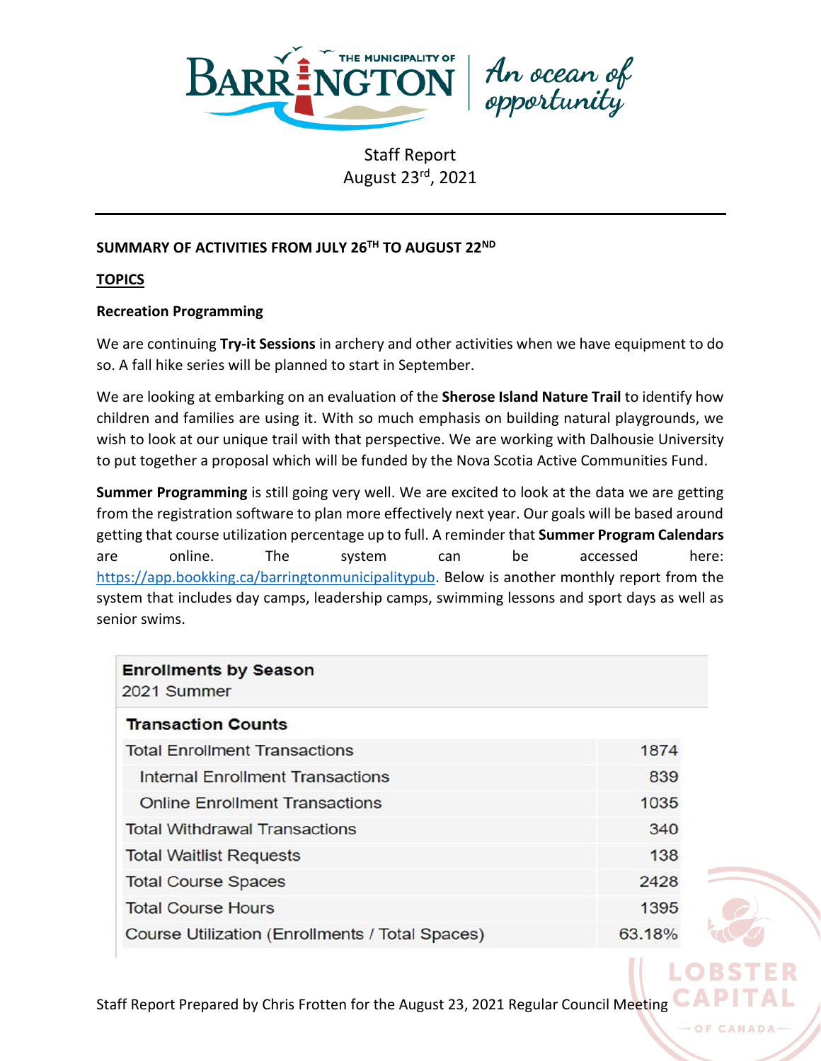Staff Report
August 23rd, 2021

**SUMMARY OF ACTIVITIES FROM JULY 26TH TO AUGUST 22ND**

**TOPICS**

**Recreation Programming**

We are continuing **Try-it Sessions** in archery and other activities when we have equipment to do so. A fall hike series will be planned to start in September.

We are looking at embarking on an evaluation of the **Sherose Island Nature Trail** to identify how children and families are using it. With so much emphasis on building natural playgrounds, we wish to look at our unique trail with that perspective. We are working with Dalhousie University to put together a proposal which will be funded by the Nova Scotia Active Communities Fund.

**Summer Programming** is still going very well. We are excited to look at the data we are getting from the registration software to plan more effectively next year. Our goals will be based around getting that course utilization percentage up to full. A reminder that **Summer Program Calendars** are online. The system can be accessed here: https://app.bookking.ca/barringtonmunicipalitypub. Below is another monthly report from the system that includes day camps, leadership camps, swimming lessons and sport days as well as senior swims.

**Enrollments by Season**
2021 Summer

| Transaction Counts | |
|---|---|
| Total Enrollment Transactions | 1874 |
| Internal Enrollment Transactions | 839 |
| Online Enrollment Transactions | 1035 |
| Total Withdrawal Transactions | 340 |
| Total Waitlist Requests | 138 |
| Total Course Spaces | 2428 |
| Total Course Hours | 1395 |
| Course Utilization (Enrollments / Total Spaces) | 63.18% |

Staff Report Prepared by Chris Frotten for the August 23, 2021 Regular Council Meeting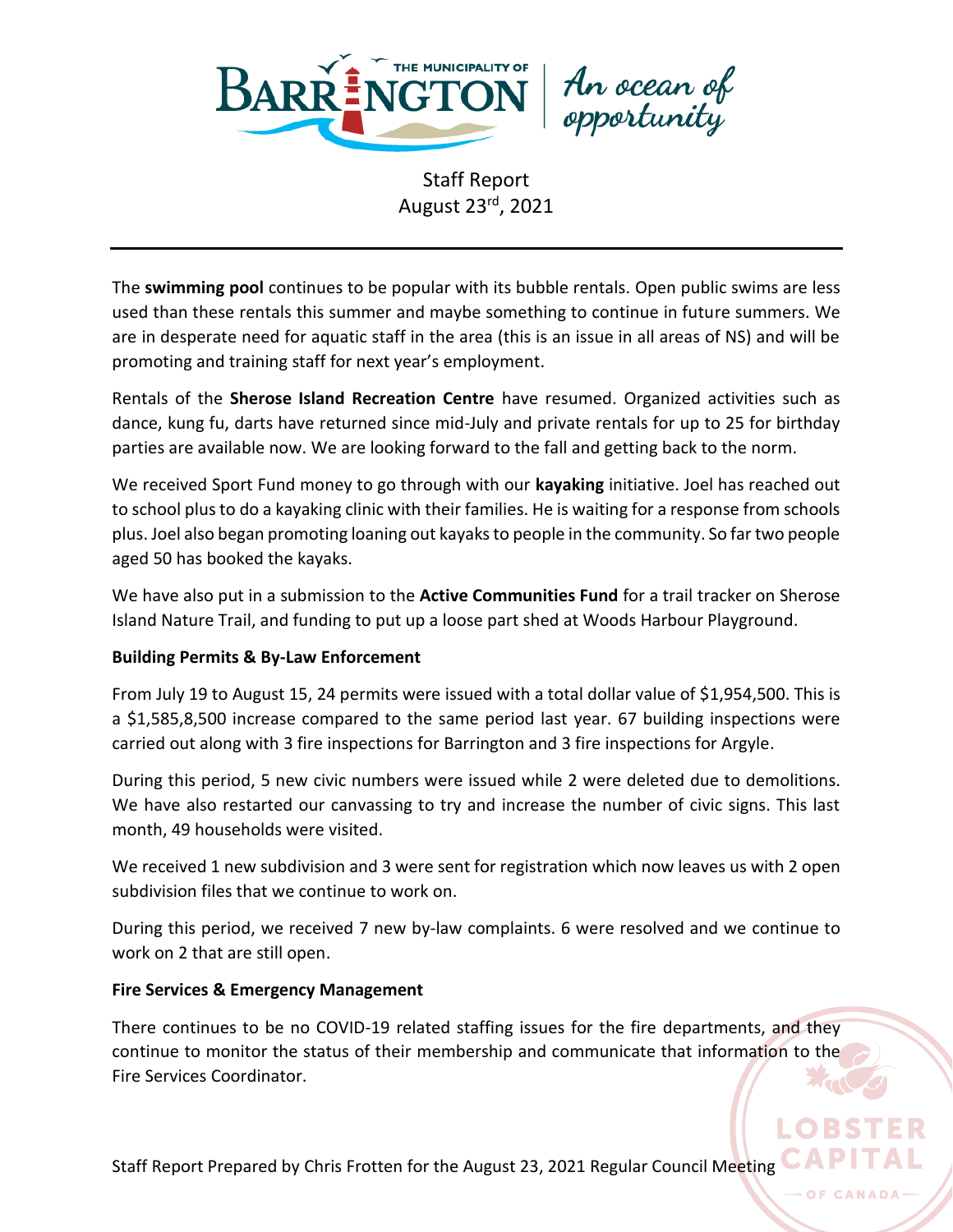Staff Report
August 23rd, 2021

---

The **swimming pool** continues to be popular with its bubble rentals. Open public swims are less used than these rentals this summer and maybe something to continue in future summers. We are in desperate need for aquatic staff in the area (this is an issue in all areas of NS) and will be promoting and training staff for next year's employment.

Rentals of the **Sherose Island Recreation Centre** have resumed. Organized activities such as dance, kung fu, darts have returned since mid-July and private rentals for up to 25 for birthday parties are available now. We are looking forward to the fall and getting back to the norm.

We received Sport Fund money to go through with our **kayaking** initiative. Joel has reached out to school plus to do a kayaking clinic with their families. He is waiting for a response from schools plus. Joel also began promoting loaning out kayaks to people in the community. So far two people aged 50 has booked the kayaks.

We have also put in a submission to the **Active Communities Fund** for a trail tracker on Sherose Island Nature Trail, and funding to put up a loose part shed at Woods Harbour Playground.

**Building Permits & By-Law Enforcement**

From July 19 to August 15, 24 permits were issued with a total dollar value of $1,954,500. This is a $1,585,8,500 increase compared to the same period last year. 67 building inspections were carried out along with 3 fire inspections for Barrington and 3 fire inspections for Argyle.

During this period, 5 new civic numbers were issued while 2 were deleted due to demolitions. We have also restarted our canvassing to try and increase the number of civic signs. This last month, 49 households were visited.

We received 1 new subdivision and 3 were sent for registration which now leaves us with 2 open subdivision files that we continue to work on.

During this period, we received 7 new by-law complaints. 6 were resolved and we continue to work on 2 that are still open.

**Fire Services & Emergency Management**

There continues to be no COVID-19 related staffing issues for the fire departments, and they continue to monitor the status of their membership and communicate that information to the Fire Services Coordinator.

Staff Report Prepared by Chris Frotten for the August 23, 2021 Regular Council Meeting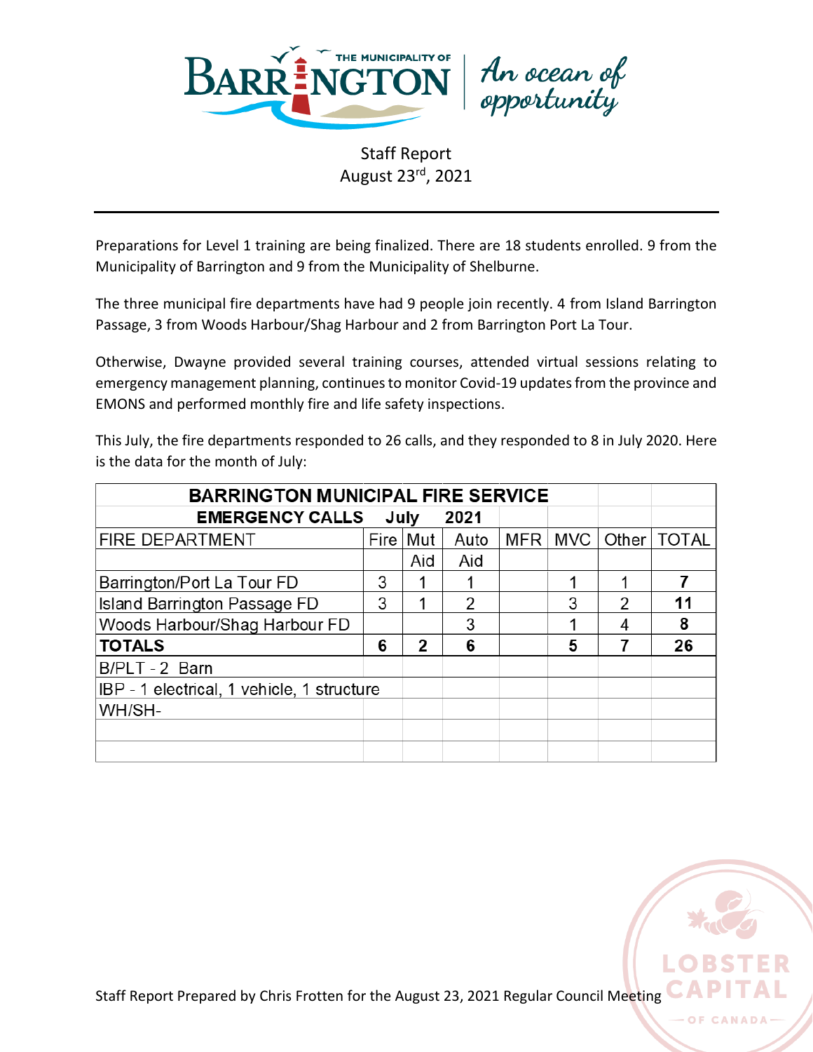Staff Report
August 23rd, 2021

Preparations for Level 1 training are being finalized. There are 18 students enrolled. 9 from the Municipality of Barrington and 9 from the Municipality of Shelburne.

The three municipal fire departments have had 9 people join recently. 4 from Island Barrington Passage, 3 from Woods Harbour/Shag Harbour and 2 from Barrington Port La Tour.

Otherwise, Dwayne provided several training courses, attended virtual sessions relating to emergency management planning, continues to monitor Covid-19 updates from the province and EMONS and performed monthly fire and life safety inspections.

This July, the fire departments responded to 26 calls, and they responded to 8 in July 2020. Here is the data for the month of July:

| **BARRINGTON MUNICIPAL FIRE SERVICE** | | | | | | | |
|---|---|---|---|---|---|---|---|
| **EMERGENCY CALLS July 2021** | | | | | | | |
| FIRE DEPARTMENT | Fire | Mut Aid | Auto Aid | MFR | MVC | Other | TOTAL |
| Barrington/Port La Tour FD | 3 | 1 | 1 | | 1 | 1 | **7** |
| Island Barrington Passage FD | 3 | 1 | 2 | | 3 | 2 | **11** |
| Woods Harbour/Shag Harbour FD | | | 3 | | 1 | 4 | **8** |
| **TOTALS** | **6** | **2** | **6** | | **5** | **7** | **26** |
| B/PLT - 2 Barn | | | | | | | |
| IBP - 1 electrical, 1 vehicle, 1 structure | | | | | | | |
| WH/SH- | | | | | | | |

Staff Report Prepared by Chris Frotten for the August 23, 2021 Regular Council Meeting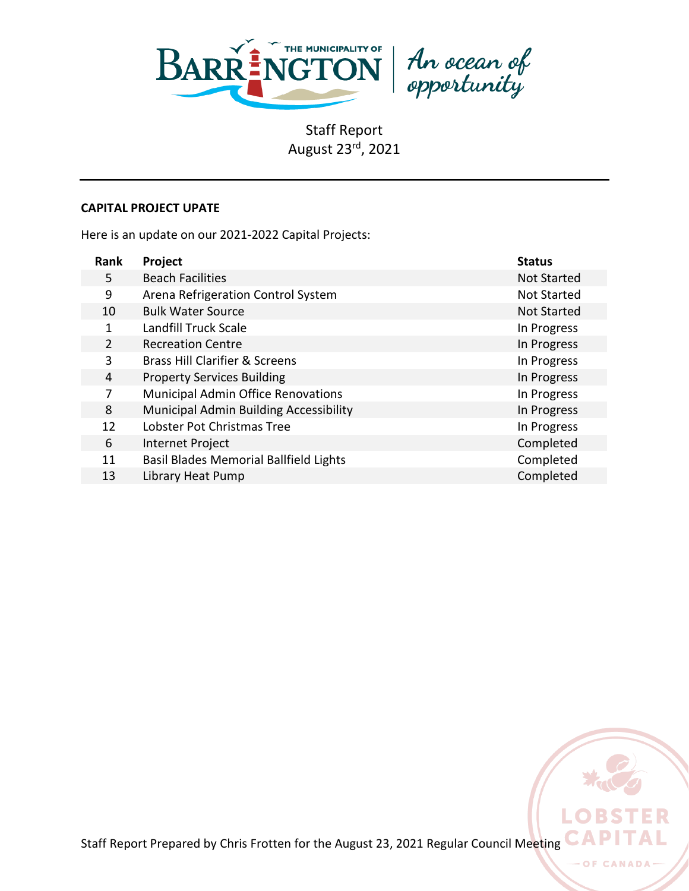THE MUNICIPALITY OF BARRINGTON | An ocean of opportunity

Staff Report
August 23rd, 2021

**CAPITAL PROJECT UPATE**

Here is an update on our 2021-2022 Capital Projects:

| Rank | Project | Status |
|---|---|---|
| 5 | Beach Facilities | Not Started |
| 9 | Arena Refrigeration Control System | Not Started |
| 10 | Bulk Water Source | Not Started |
| 1 | Landfill Truck Scale | In Progress |
| 2 | Recreation Centre | In Progress |
| 3 | Brass Hill Clarifier & Screens | In Progress |
| 4 | Property Services Building | In Progress |
| 7 | Municipal Admin Office Renovations | In Progress |
| 8 | Municipal Admin Building Accessibility | In Progress |
| 12 | Lobster Pot Christmas Tree | In Progress |
| 6 | Internet Project | Completed |
| 11 | Basil Blades Memorial Ballfield Lights | Completed |
| 13 | Library Heat Pump | Completed |

Staff Report Prepared by Chris Frotten for the August 23, 2021 Regular Council Meeting